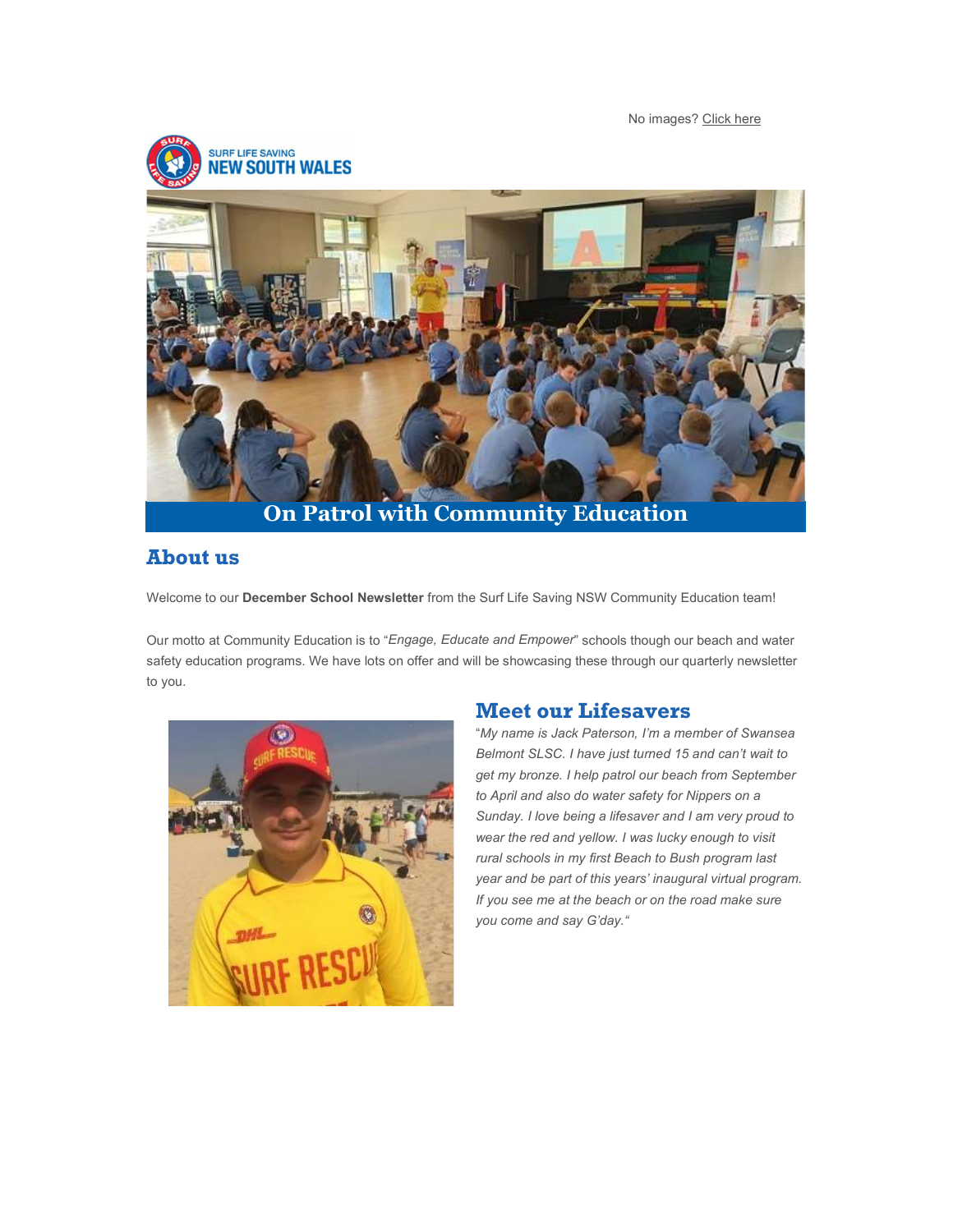No images? Click here

SURF LIFE SAVING
NEW SOUTH WALES

# On Patrol with Community Education

## About us

Welcome to our **December School Newsletter** from the Surf Life Saving NSW Community Education team!

Our motto at Community Education is to "*Engage, Educate and Empower*" schools though our beach and water safety education programs. We have lots on offer and will be showcasing these through our quarterly newsletter to you.

## Meet our Lifesavers

"*My name is Jack Paterson, I'm a member of Swansea Belmont SLSC. I have just turned 15 and can't wait to get my bronze. I help patrol our beach from September to April and also do water safety for Nippers on a Sunday. I love being a lifesaver and I am very proud to wear the red and yellow. I was lucky enough to visit rural schools in my first Beach to Bush program last year and be part of this years' inaugural virtual program. If you see me at the beach or on the road make sure you come and say G'day.*"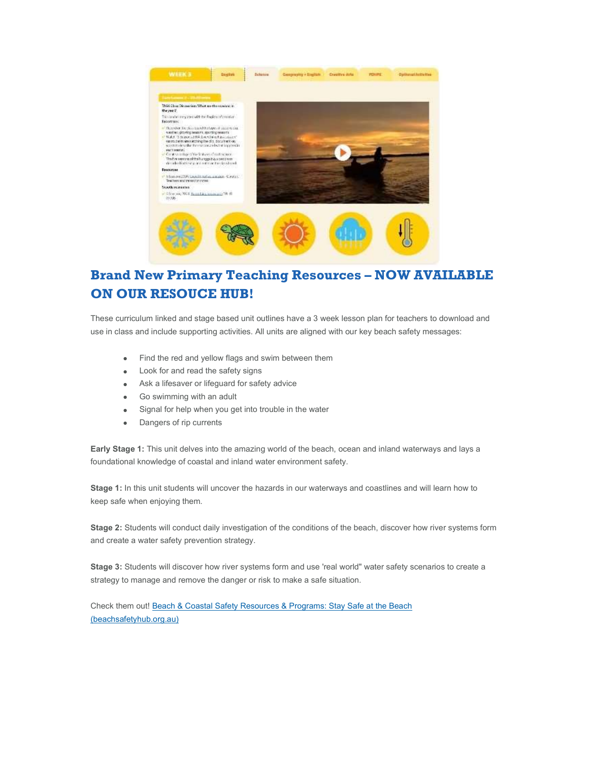## Brand New Primary Teaching Resources – NOW AVAILABLE ON OUR RESOUCE HUB!

These curriculum linked and stage based unit outlines have a 3 week lesson plan for teachers to download and use in class and include supporting activities. All units are aligned with our key beach safety messages:

- Find the red and yellow flags and swim between them
- Look for and read the safety signs
- Ask a lifesaver or lifeguard for safety advice
- Go swimming with an adult
- Signal for help when you get into trouble in the water
- Dangers of rip currents

**Early Stage 1:** This unit delves into the amazing world of the beach, ocean and inland waterways and lays a foundational knowledge of coastal and inland water environment safety.

**Stage 1:** In this unit students will uncover the hazards in our waterways and coastlines and will learn how to keep safe when enjoying them.

**Stage 2:** Students will conduct daily investigation of the conditions of the beach, discover how river systems form and create a water safety prevention strategy.

**Stage 3:** Students will discover how river systems form and use 'real world" water safety scenarios to create a strategy to manage and remove the danger or risk to make a safe situation.

Check them out! [Beach & Coastal Safety Resources & Programs: Stay Safe at the Beach (beachsafetyhub.org.au)](beachsafetyhub.org.au)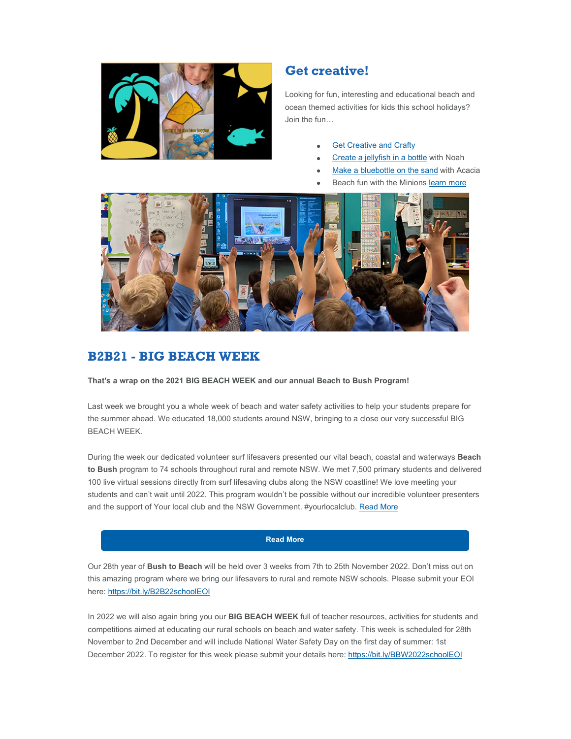## Get creative!

Looking for fun, interesting and educational beach and ocean themed activities for kids this school holidays? Join the fun…

- Get Creative and Crafty
- Create a jellyfish in a bottle with Noah
- Make a bluebottle on the sand with Acacia
- Beach fun with the Minions learn more

## B2B21 - BIG BEACH WEEK

**That's a wrap on the 2021 BIG BEACH WEEK and our annual Beach to Bush Program!**

Last week we brought you a whole week of beach and water safety activities to help your students prepare for the summer ahead. We educated 18,000 students around NSW, bringing to a close our very successful BIG BEACH WEEK.

During the week our dedicated volunteer surf lifesavers presented our vital beach, coastal and waterways **Beach to Bush** program to 74 schools throughout rural and remote NSW. We met 7,500 primary students and delivered 100 live virtual sessions directly from surf lifesaving clubs along the NSW coastline! We love meeting your students and can't wait until 2022. This program wouldn't be possible without our incredible volunteer presenters and the support of Your local club and the NSW Government. #yourlocalclub. Read More

**Read More**

Our 28th year of **Bush to Beach** will be held over 3 weeks from 7th to 25th November 2022. Don't miss out on this amazing program where we bring our lifesavers to rural and remote NSW schools. Please submit your EOI here: https://bit.ly/B2B22schoolEOI

In 2022 we will also again bring you our **BIG BEACH WEEK** full of teacher resources, activities for students and competitions aimed at educating our rural schools on beach and water safety. This week is scheduled for 28th November to 2nd December and will include National Water Safety Day on the first day of summer: 1st December 2022. To register for this week please submit your details here: https://bit.ly/BBW2022schoolEOI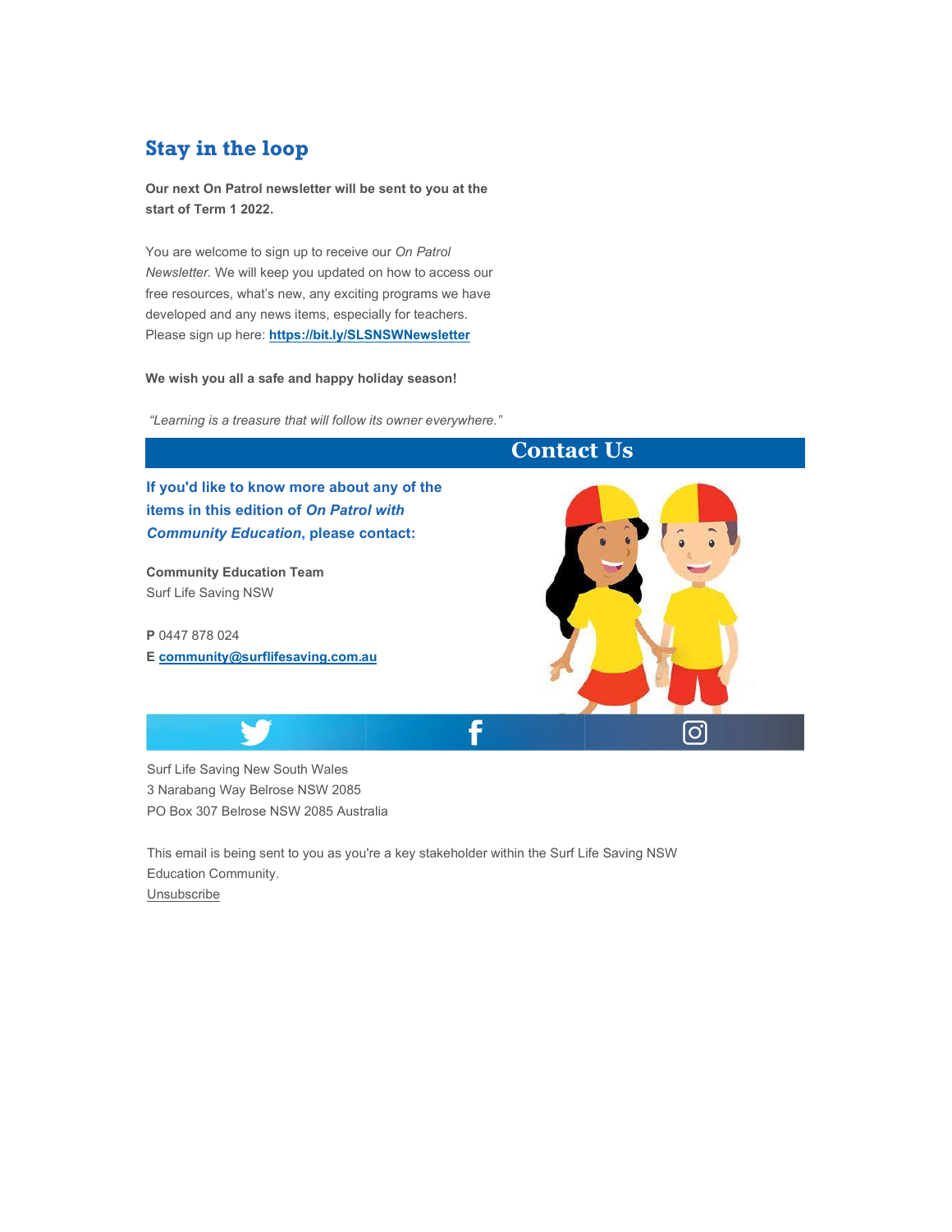## Stay in the loop

**Our next On Patrol newsletter will be sent to you at the start of Term 1 2022.**

You are welcome to sign up to receive our *On Patrol Newsletter.* We will keep you updated on how to access our free resources, what's new, any exciting programs we have developed and any news items, especially for teachers. Please sign up here: **https://bit.ly/SLSNSWNewsletter**

**We wish you all a safe and happy holiday season!**

*"Learning is a treasure that will follow its owner everywhere."*

## Contact Us

**If you'd like to know more about any of the items in this edition of *On Patrol with Community Education*, please contact:**

**Community Education Team**
Surf Life Saving NSW

**P** 0447 878 024
**E** community@surflifesaving.com.au

Surf Life Saving New South Wales
3 Narabang Way Belrose NSW 2085
PO Box 307 Belrose NSW 2085 Australia

This email is being sent to you as you're a key stakeholder within the Surf Life Saving NSW Education Community.
Unsubscribe